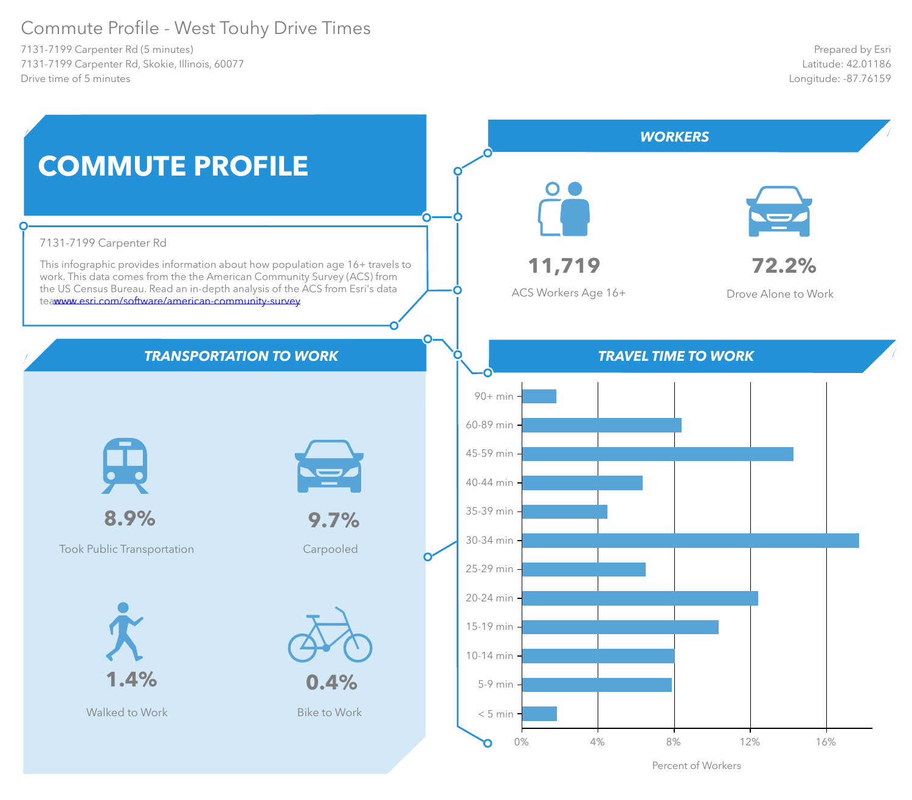# Commute Profile - West Touhy Drive Times

7131-7199 Carpenter Rd (5 minutes)
7131-7199 Carpenter Rd, Skokie, Illinois, 60077
Drive time of 5 minutes

Prepared by Esri
Latitude: 42.01186
Longitude: -87.76159

## COMMUTE PROFILE

7131-7199 Carpenter Rd

This infographic provides information about how population age 16+ travels to work. This data comes from the the American Community Survey (ACS) from the US Census Bureau. Read an in-depth analysis of the ACS from Esri's data team www.esri.com/software/american-community-survey

## WORKERS

**11,719**
ACS Workers Age 16+

**72.2%**
Drove Alone to Work

## TRANSPORTATION TO WORK

**8.9%**
Took Public Transportation

**9.7%**
Carpooled

**1.4%**
Walked to Work

**0.4%**
Bike to Work

## TRAVEL TIME TO WORK

Categories (y-axis): 90+ min, 60-89 min, 45-59 min, 40-44 min, 35-39 min, 30-34 min, 25-29 min, 20-24 min, 15-19 min, 10-14 min, 5-9 min, < 5 min

X-axis: Percent of Workers (0%, 4%, 8%, 12%, 16%)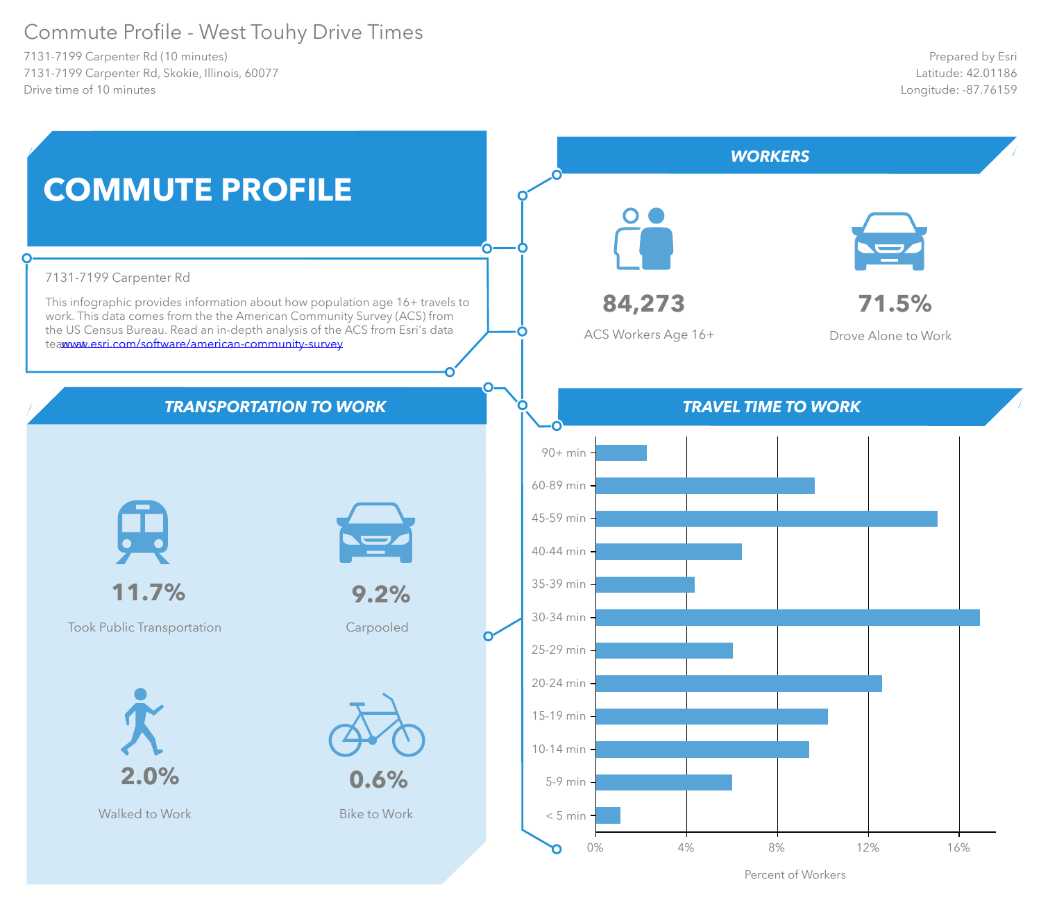# Commute Profile - West Touhy Drive Times

7131-7199 Carpenter Rd (10 minutes)
7131-7199 Carpenter Rd, Skokie, Illinois, 60077
Drive time of 10 minutes

Prepared by Esri
Latitude: 42.01186
Longitude: -87.76159

## COMMUTE PROFILE

7131-7199 Carpenter Rd

This infographic provides information about how population age 16+ travels to work. This data comes from the the American Community Survey (ACS) from the US Census Bureau. Read an in-depth analysis of the ACS from Esri's data teawww.esri.com/software/american-community-survey

## WORKERS

**84,273**
ACS Workers Age 16+

**71.5%**
Drove Alone to Work

## TRANSPORTATION TO WORK

**11.7%**
Took Public Transportation

**9.2%**
Carpooled

**2.0%**
Walked to Work

**0.6%**
Bike to Work

## TRAVEL TIME TO WORK

Categories: 90+ min, 60-89 min, 45-59 min, 40-44 min, 35-39 min, 30-34 min, 25-29 min, 20-24 min, 15-19 min, 10-14 min, 5-9 min, < 5 min

Axis: 0%, 4%, 8%, 12%, 16%

Percent of Workers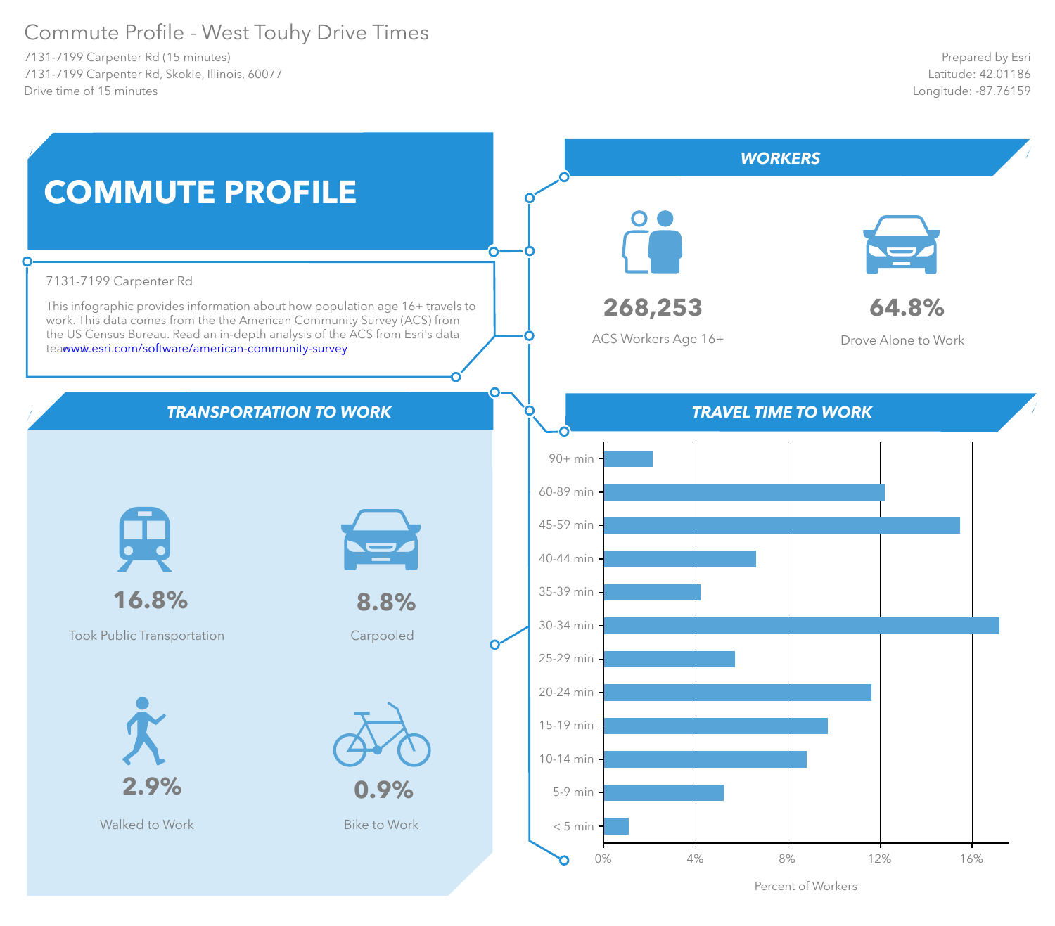# Commute Profile - West Touhy Drive Times

7131-7199 Carpenter Rd (15 minutes)
7131-7199 Carpenter Rd, Skokie, Illinois, 60077
Drive time of 15 minutes

Prepared by Esri
Latitude: 42.01186
Longitude: -87.76159

## COMMUTE PROFILE

7131-7199 Carpenter Rd

This infographic provides information about how population age 16+ travels to work. This data comes from the the American Community Survey (ACS) from the US Census Bureau. Read an in-depth analysis of the ACS from Esri's data teawww.esri.com/software/american-community-survey

## WORKERS

**268,253**
ACS Workers Age 16+

**64.8%**
Drove Alone to Work

## TRANSPORTATION TO WORK

**16.8%**
Took Public Transportation

**8.8%**
Carpooled

**2.9%**
Walked to Work

**0.9%**
Bike to Work

## TRAVEL TIME TO WORK

| Travel Time | Percent of Workers (approx.) |
|---|---|
| 90+ min | 2.1% |
| 60-89 min | 12.2% |
| 45-59 min | 15.5% |
| 40-44 min | 6.6% |
| 35-39 min | 4.2% |
| 30-34 min | 17.2% |
| 25-29 min | 5.7% |
| 20-24 min | 11.6% |
| 15-19 min | 9.7% |
| 10-14 min | 8.8% |
| 5-9 min | 5.2% |
| < 5 min | 1.1% |

Percent of Workers (0%, 4%, 8%, 12%, 16%)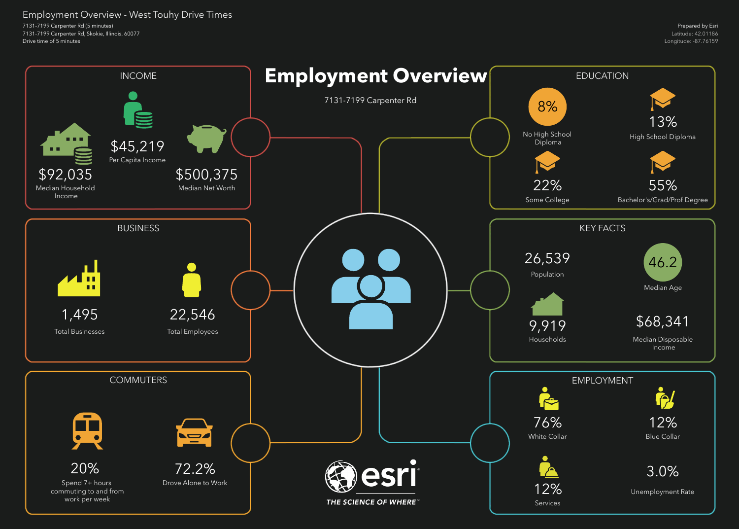Employment Overview - West Touhy Drive Times

7131-7199 Carpenter Rd (5 minutes)
7131-7199 Carpenter Rd, Skokie, Illinois, 60077
Drive time of 5 minutes

Prepared by Esri
Latitude: 42.01186
Longitude: -87.76159

# Employment Overview

7131-7199 Carpenter Rd

## INCOME

$92,035
Median Household Income

$45,219
Per Capita Income

$500,375
Median Net Worth

## BUSINESS

1,495
Total Businesses

22,546
Total Employees

## COMMUTERS

20%
Spend 7+ hours commuting to and from work per week

72.2%
Drove Alone to Work

## EDUCATION

8%
No High School Diploma

13%
High School Diploma

22%
Some College

55%
Bachelor's/Grad/Prof Degree

## KEY FACTS

26,539
Population

46.2
Median Age

9,919
Households

$68,341
Median Disposable Income

## EMPLOYMENT

76%
White Collar

12%
Blue Collar

12%
Services

3.0%
Unemployment Rate

esri
THE SCIENCE OF WHERE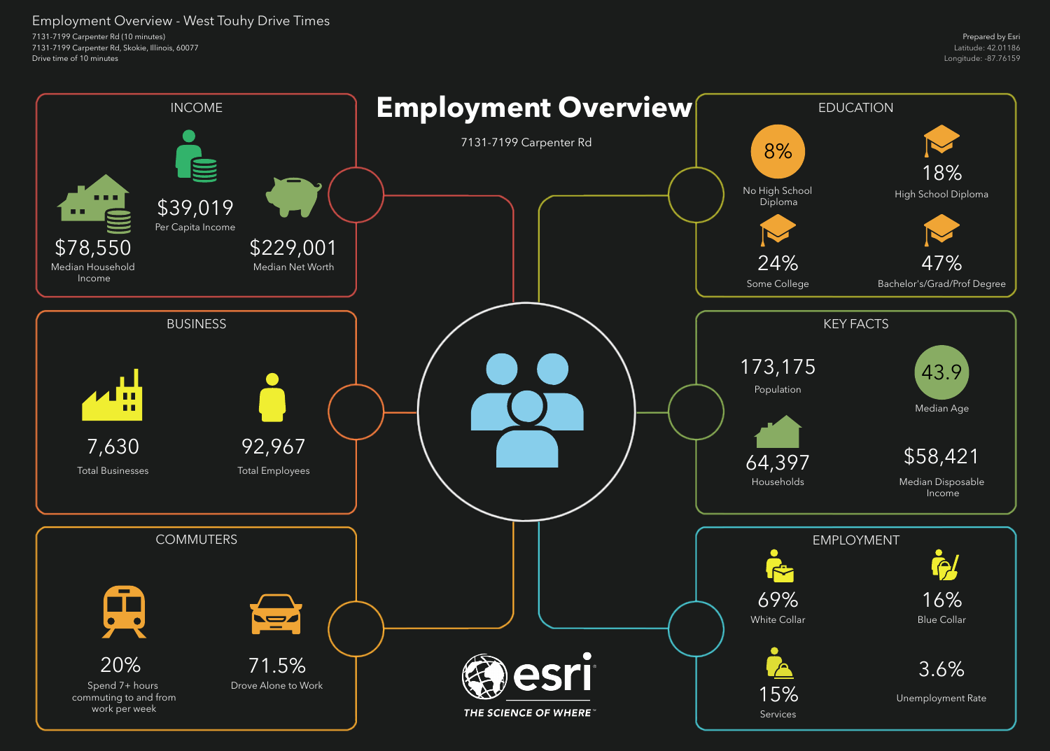# Employment Overview - West Touhy Drive Times

7131-7199 Carpenter Rd (10 minutes)
7131-7199 Carpenter Rd, Skokie, Illinois, 60077
Drive time of 10 minutes

Prepared by Esri
Latitude: 42.01186
Longitude: -87.76159

## Employment Overview

7131-7199 Carpenter Rd

### INCOME

- $78,550 — Median Household Income
- $39,019 — Per Capita Income
- $229,001 — Median Net Worth

### EDUCATION

- 8% — No High School Diploma
- 18% — High School Diploma
- 24% — Some College
- 47% — Bachelor's/Grad/Prof Degree

### BUSINESS

- 7,630 — Total Businesses
- 92,967 — Total Employees

### KEY FACTS

- 173,175 — Population
- 43.9 — Median Age
- 64,397 — Households
- $58,421 — Median Disposable Income

### COMMUTERS

- 20% — Spend 7+ hours commuting to and from work per week
- 71.5% — Drove Alone to Work

### EMPLOYMENT

- 69% — White Collar
- 16% — Blue Collar
- 15% — Services
- 3.6% — Unemployment Rate

esri
THE SCIENCE OF WHERE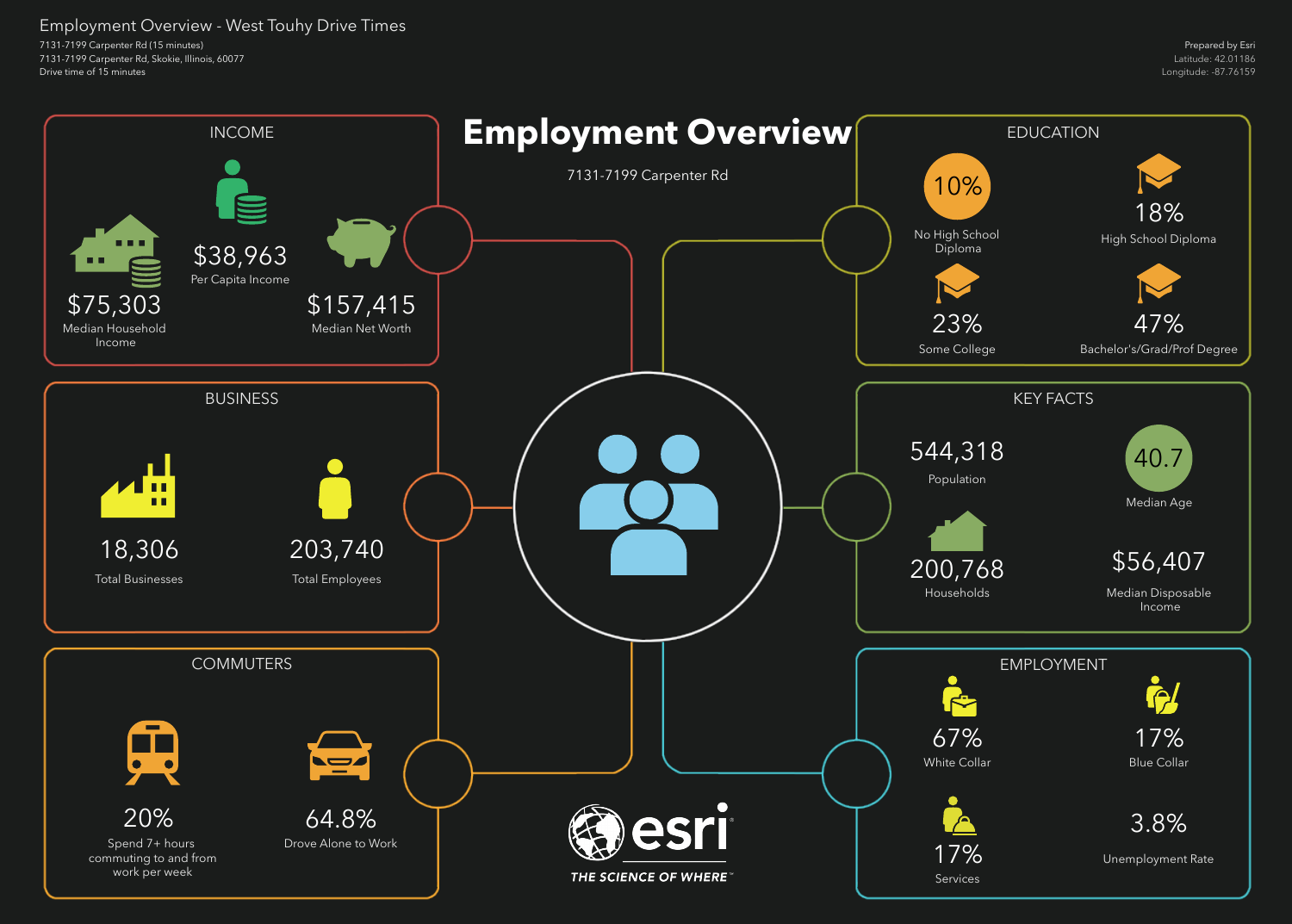# Employment Overview - West Touhy Drive Times

7131-7199 Carpenter Rd (15 minutes)
7131-7199 Carpenter Rd, Skokie, Illinois, 60077
Drive time of 15 minutes

Prepared by Esri
Latitude: 42.01186
Longitude: -87.76159

## Employment Overview

7131-7199 Carpenter Rd

### INCOME

- $75,303 — Median Household Income
- $38,963 — Per Capita Income
- $157,415 — Median Net Worth

### EDUCATION

- 10% — No High School Diploma
- 18% — High School Diploma
- 23% — Some College
- 47% — Bachelor's/Grad/Prof Degree

### BUSINESS

- 18,306 — Total Businesses
- 203,740 — Total Employees

### KEY FACTS

- 544,318 — Population
- 40.7 — Median Age
- 200,768 — Households
- $56,407 — Median Disposable Income

### COMMUTERS

- 20% — Spend 7+ hours commuting to and from work per week
- 64.8% — Drove Alone to Work

### EMPLOYMENT

- 67% — White Collar
- 17% — Blue Collar
- 17% — Services
- 3.8% — Unemployment Rate

esri
THE SCIENCE OF WHERE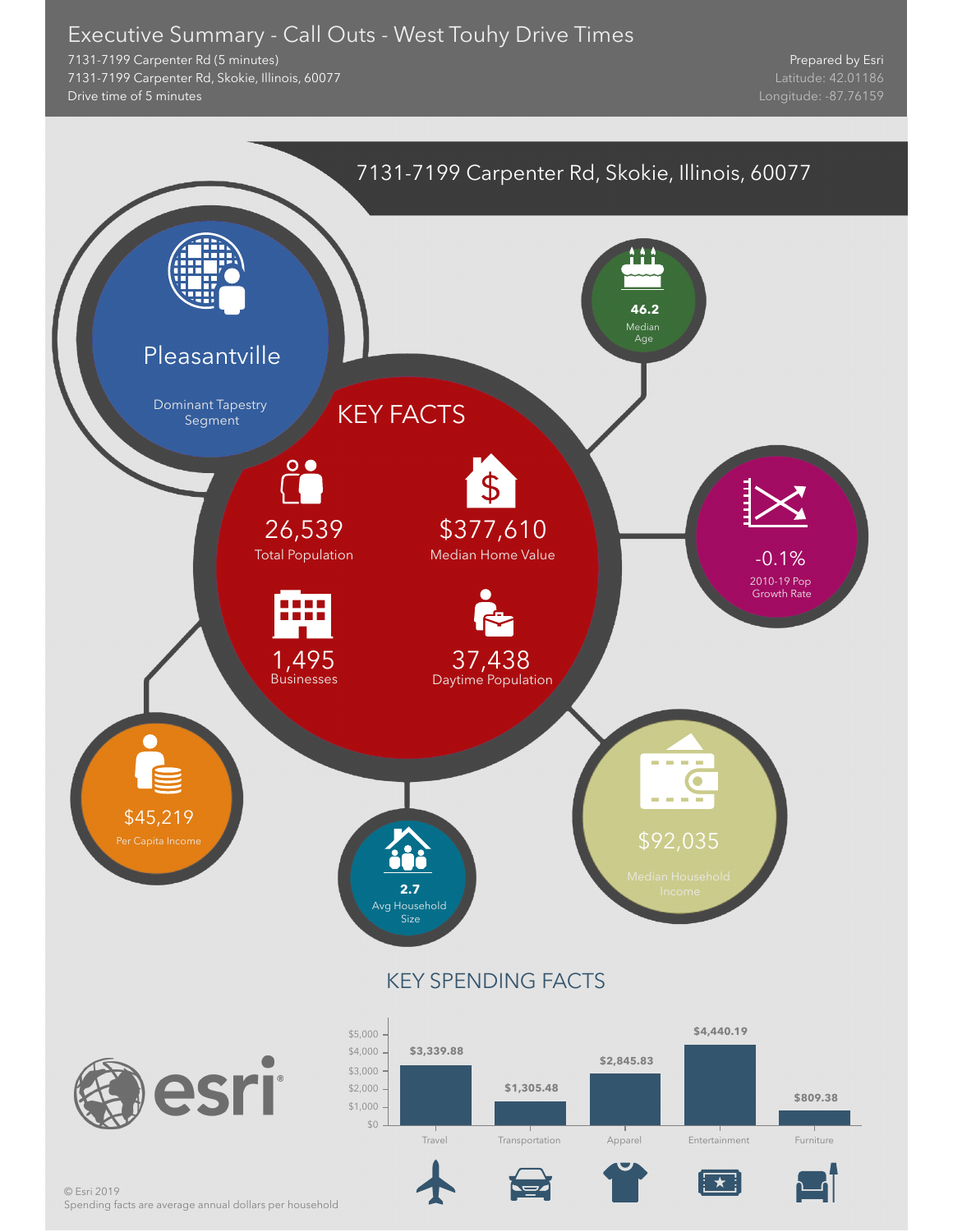# Executive Summary - Call Outs - West Touhy Drive Times

7131-7199 Carpenter Rd (5 minutes)
7131-7199 Carpenter Rd, Skokie, Illinois, 60077
Drive time of 5 minutes

Prepared by Esri
Latitude: 42.01186
Longitude: -87.76159

## 7131-7199 Carpenter Rd, Skokie, Illinois, 60077

**Pleasantville**
Dominant Tapestry Segment

## KEY FACTS

- **26,539** Total Population
- **$377,610** Median Home Value
- **1,495** Businesses
- **37,438** Daytime Population

- **46.2** Median Age
- **-0.1%** 2010-19 Pop Growth Rate
- **$92,035** Median Household Income
- **2.7** Avg Household Size
- **$45,219** Per Capita Income

## KEY SPENDING FACTS

| Category | Amount |
|---|---|
| Travel | $3,339.88 |
| Transportation | $1,305.48 |
| Apparel | $2,845.83 |
| Entertainment | $4,440.19 |
| Furniture | $809.38 |

© Esri 2019
Spending facts are average annual dollars per household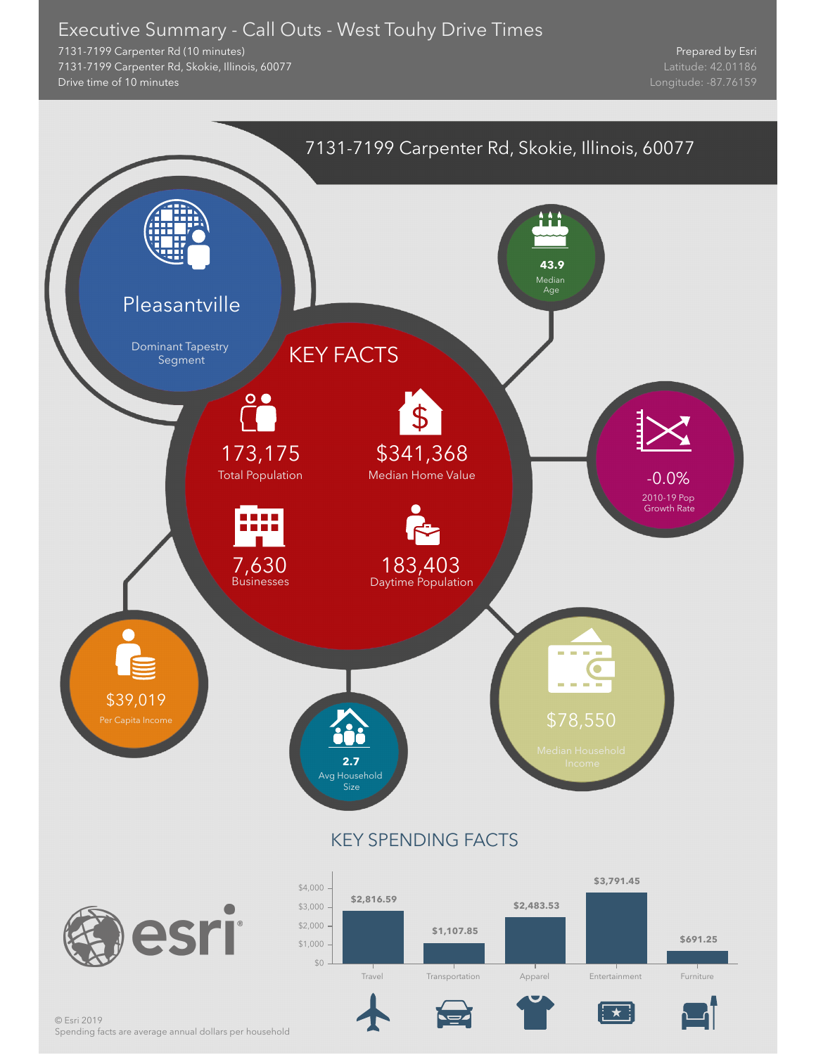# Executive Summary - Call Outs - West Touhy Drive Times

7131-7199 Carpenter Rd (10 minutes)
7131-7199 Carpenter Rd, Skokie, Illinois, 60077
Drive time of 10 minutes

Prepared by Esri
Latitude: 42.01186
Longitude: -87.76159

## 7131-7199 Carpenter Rd, Skokie, Illinois, 60077

**Pleasantville**
Dominant Tapestry Segment

**43.9**
Median Age

## KEY FACTS

173,175
Total Population

$341,368
Median Home Value

7,630
Businesses

183,403
Daytime Population

-0.0%
2010-19 Pop Growth Rate

$39,019
Per Capita Income

**2.7**
Avg Household Size

$78,550
Median Household Income

## KEY SPENDING FACTS

| Category | Amount |
|---|---|
| Travel | $2,816.59 |
| Transportation | $1,107.85 |
| Apparel | $2,483.53 |
| Entertainment | $3,791.45 |
| Furniture | $691.25 |

esri

© Esri 2019
Spending facts are average annual dollars per household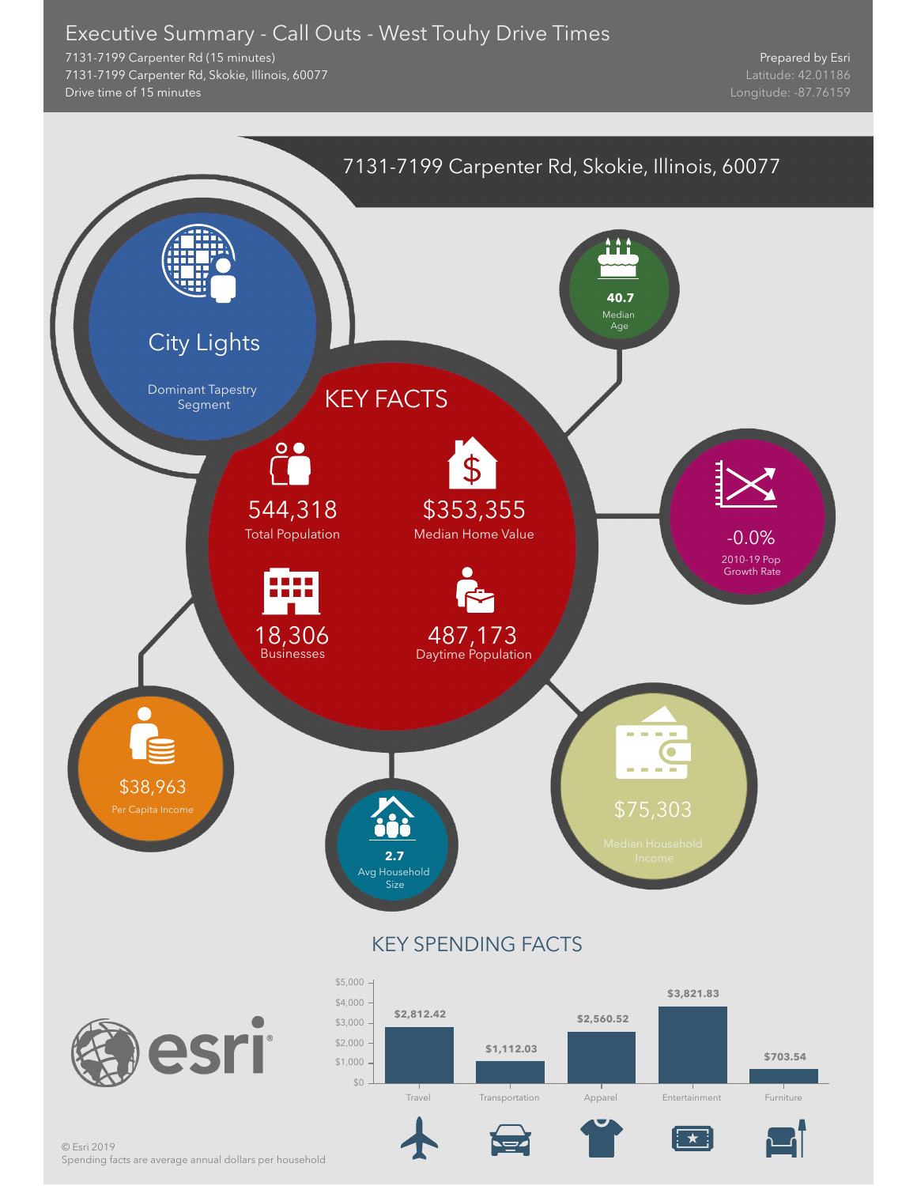# Executive Summary - Call Outs - West Touhy Drive Times

7131-7199 Carpenter Rd (15 minutes)
7131-7199 Carpenter Rd, Skokie, Illinois, 60077
Drive time of 15 minutes

Prepared by Esri
Latitude: 42.01186
Longitude: -87.76159

## 7131-7199 Carpenter Rd, Skokie, Illinois, 60077

**City Lights**
Dominant Tapestry Segment

## KEY FACTS

- **544,318** Total Population
- **$353,355** Median Home Value
- **18,306** Businesses
- **487,173** Daytime Population

- **40.7** Median Age
- **-0.0%** 2010-19 Pop Growth Rate
- **$75,303** Median Household Income
- **2.7** Avg Household Size
- **$38,963** Per Capita Income

## KEY SPENDING FACTS

| Category | Amount |
|---|---|
| Travel | $2,812.42 |
| Transportation | $1,112.03 |
| Apparel | $2,560.52 |
| Entertainment | $3,821.83 |
| Furniture | $703.54 |

© Esri 2019
Spending facts are average annual dollars per household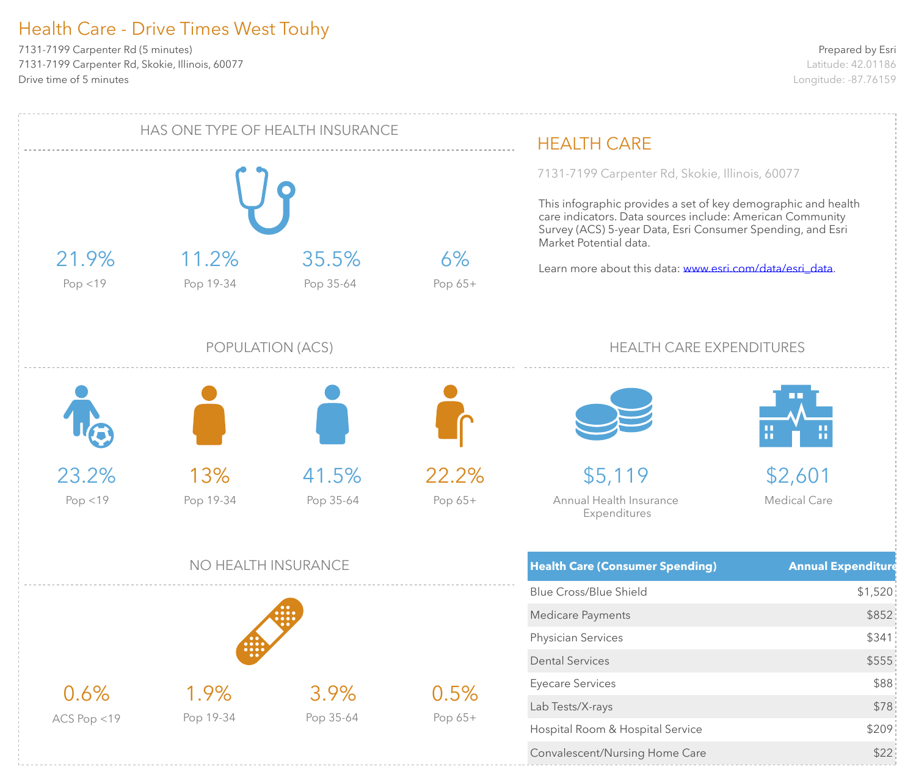# Health Care - Drive Times West Touhy

7131-7199 Carpenter Rd (5 minutes)
7131-7199 Carpenter Rd, Skokie, Illinois, 60077
Drive time of 5 minutes

Prepared by Esri
Latitude: 42.01186
Longitude: -87.76159

## HAS ONE TYPE OF HEALTH INSURANCE

| 21.9% | 11.2% | 35.5% | 6% |
|---|---|---|---|
| Pop <19 | Pop 19-34 | Pop 35-64 | Pop 65+ |

## POPULATION (ACS)

| 23.2% | 13% | 41.5% | 22.2% |
|---|---|---|---|
| Pop <19 | Pop 19-34 | Pop 35-64 | Pop 65+ |

## NO HEALTH INSURANCE

| 0.6% | 1.9% | 3.9% | 0.5% |
|---|---|---|---|
| ACS Pop <19 | Pop 19-34 | Pop 35-64 | Pop 65+ |

## HEALTH CARE

7131-7199 Carpenter Rd, Skokie, Illinois, 60077

This infographic provides a set of key demographic and health care indicators. Data sources include: American Community Survey (ACS) 5-year Data, Esri Consumer Spending, and Esri Market Potential data.

Learn more about this data: www.esri.com/data/esri_data.

## HEALTH CARE EXPENDITURES

**$5,119** Annual Health Insurance Expenditures

**$2,601** Medical Care

| Health Care (Consumer Spending) | Annual Expenditure |
|---|---|
| Blue Cross/Blue Shield | $1,520 |
| Medicare Payments | $852 |
| Physician Services | $341 |
| Dental Services | $555 |
| Eyecare Services | $88 |
| Lab Tests/X-rays | $78 |
| Hospital Room & Hospital Service | $209 |
| Convalescent/Nursing Home Care | $22 |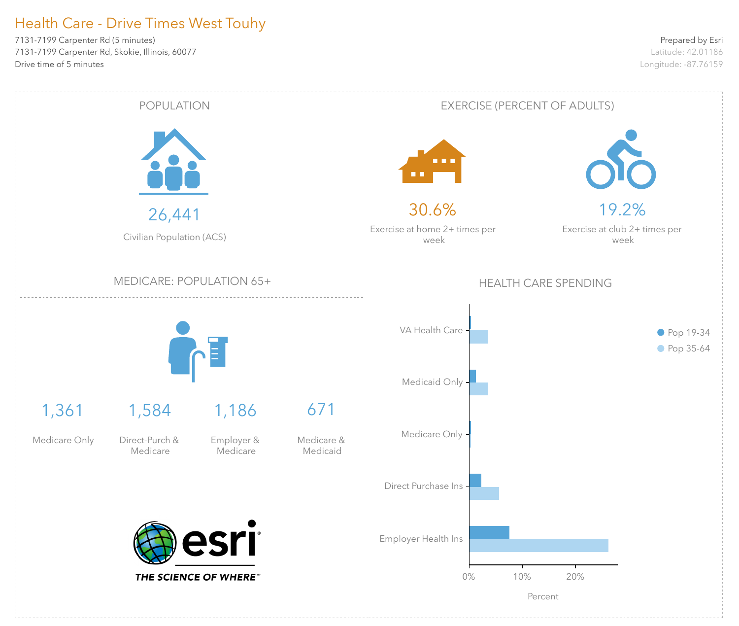# Health Care - Drive Times West Touhy

7131-7199 Carpenter Rd (5 minutes)
7131-7199 Carpenter Rd, Skokie, Illinois, 60077
Drive time of 5 minutes

Prepared by Esri
Latitude: 42.01186
Longitude: -87.76159

## POPULATION

26,441
Civilian Population (ACS)

## EXERCISE (PERCENT OF ADULTS)

30.6%
Exercise at home 2+ times per week

19.2%
Exercise at club 2+ times per week

## MEDICARE: POPULATION 65+

| 1,361 | 1,584 | 1,186 | 671 |
|---|---|---|---|
| Medicare Only | Direct-Purch & Medicare | Employer & Medicare | Medicare & Medicaid |

## HEALTH CARE SPENDING

Categories: VA Health Care, Medicaid Only, Medicare Only, Direct Purchase Ins, Employer Health Ins

Legend: Pop 19-34, Pop 35-64

Percent: 0%, 10%, 20%

esri
THE SCIENCE OF WHERE™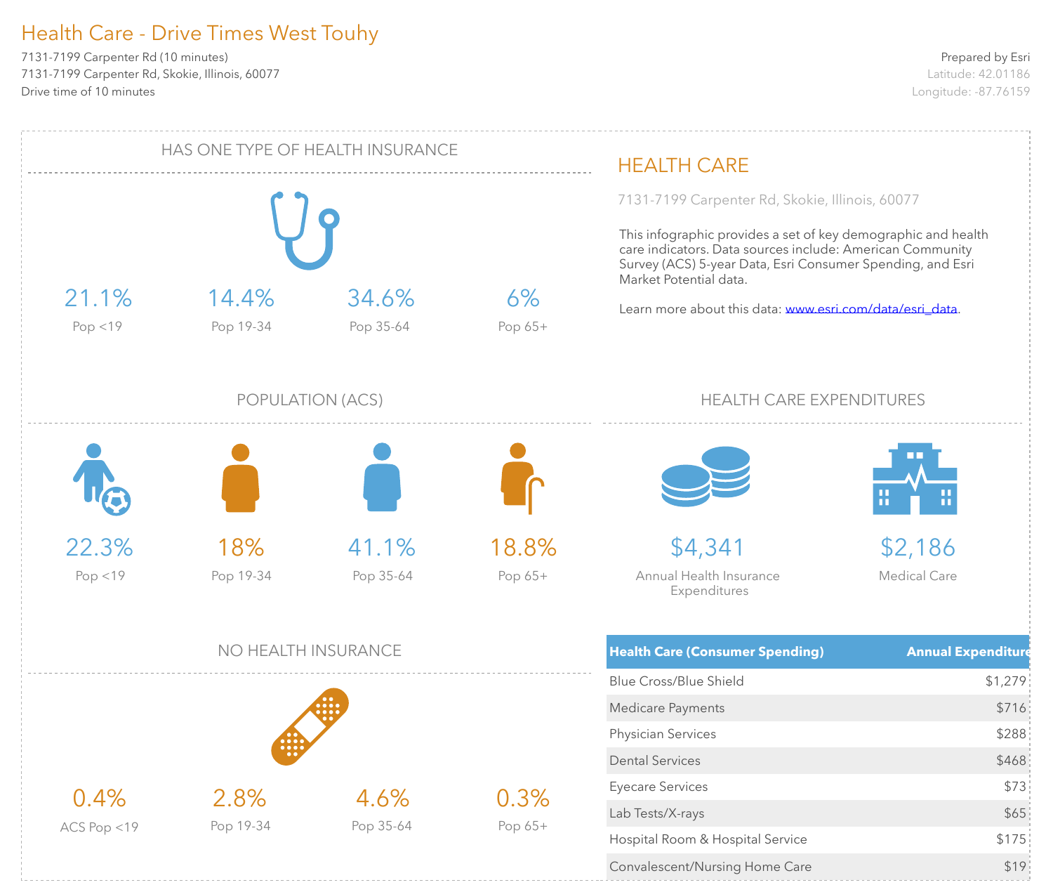# Health Care - Drive Times West Touhy

7131-7199 Carpenter Rd (10 minutes)
7131-7199 Carpenter Rd, Skokie, Illinois, 60077
Drive time of 10 minutes

Prepared by Esri
Latitude: 42.01186
Longitude: -87.76159

## HAS ONE TYPE OF HEALTH INSURANCE

| 21.1% | 14.4% | 34.6% | 6% |
|---|---|---|---|
| Pop <19 | Pop 19-34 | Pop 35-64 | Pop 65+ |

## POPULATION (ACS)

| 22.3% | 18% | 41.1% | 18.8% |
|---|---|---|---|
| Pop <19 | Pop 19-34 | Pop 35-64 | Pop 65+ |

## NO HEALTH INSURANCE

| 0.4% | 2.8% | 4.6% | 0.3% |
|---|---|---|---|
| ACS Pop <19 | Pop 19-34 | Pop 35-64 | Pop 65+ |

## HEALTH CARE

7131-7199 Carpenter Rd, Skokie, Illinois, 60077

This infographic provides a set of key demographic and health care indicators. Data sources include: American Community Survey (ACS) 5-year Data, Esri Consumer Spending, and Esri Market Potential data.

Learn more about this data: www.esri.com/data/esri_data.

## HEALTH CARE EXPENDITURES

**$4,341**
Annual Health Insurance Expenditures

**$2,186**
Medical Care

| Health Care (Consumer Spending) | Annual Expenditure |
|---|---|
| Blue Cross/Blue Shield | $1,279 |
| Medicare Payments | $716 |
| Physician Services | $288 |
| Dental Services | $468 |
| Eyecare Services | $73 |
| Lab Tests/X-rays | $65 |
| Hospital Room & Hospital Service | $175 |
| Convalescent/Nursing Home Care | $19 |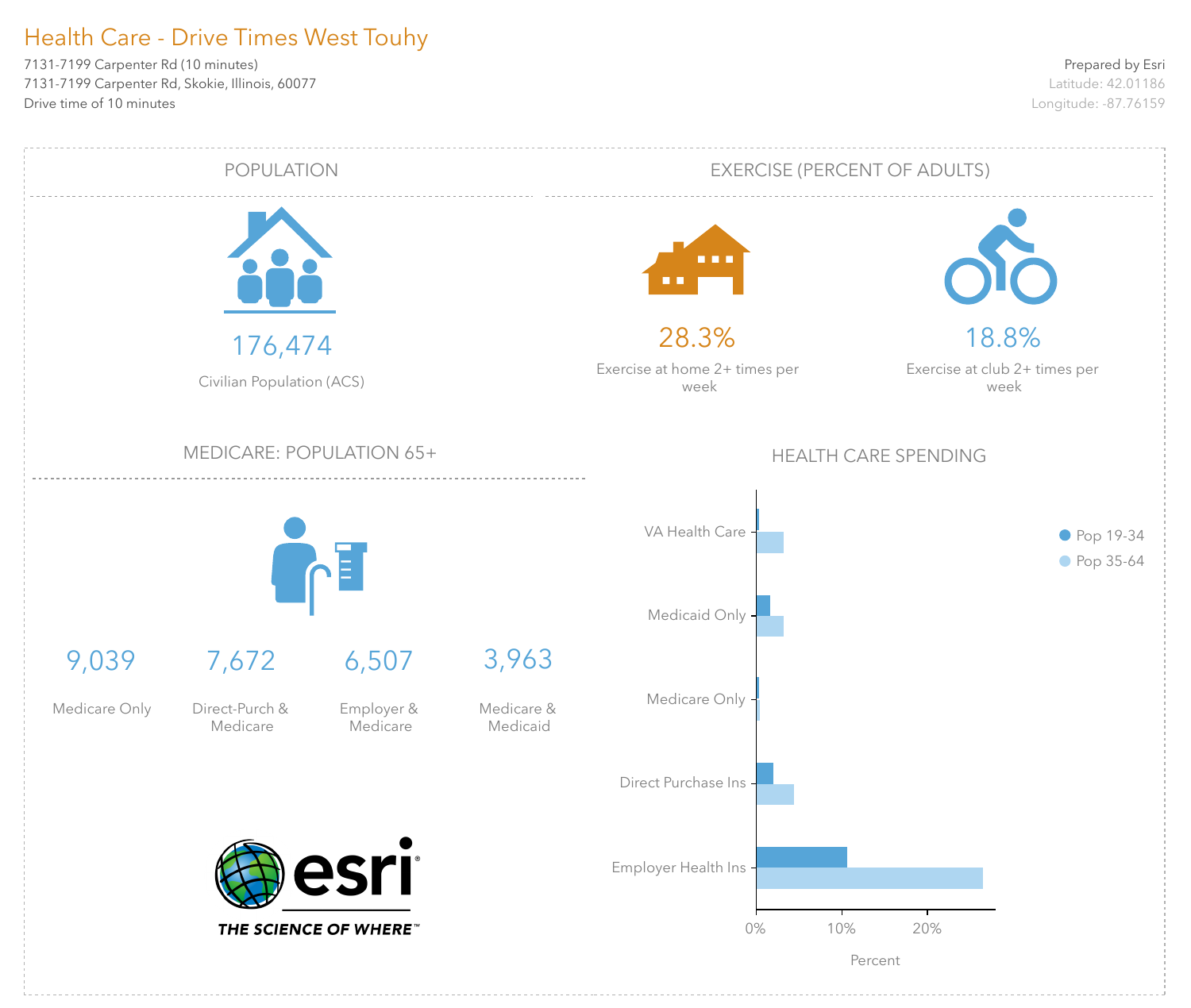# Health Care - Drive Times West Touhy

7131-7199 Carpenter Rd (10 minutes)
7131-7199 Carpenter Rd, Skokie, Illinois, 60077
Drive time of 10 minutes

Prepared by Esri
Latitude: 42.01186
Longitude: -87.76159

## POPULATION

176,474
Civilian Population (ACS)

## EXERCISE (PERCENT OF ADULTS)

28.3%
Exercise at home 2+ times per week

18.8%
Exercise at club 2+ times per week

## MEDICARE: POPULATION 65+

| 9,039 | 7,672 | 6,507 | 3,963 |
|---|---|---|---|
| Medicare Only | Direct-Purch & Medicare | Employer & Medicare | Medicare & Medicaid |

## HEALTH CARE SPENDING

Legend: Pop 19-34, Pop 35-64

Categories: VA Health Care, Medicaid Only, Medicare Only, Direct Purchase Ins, Employer Health Ins

Axis: 0%, 10%, 20% — Percent

esri THE SCIENCE OF WHERE™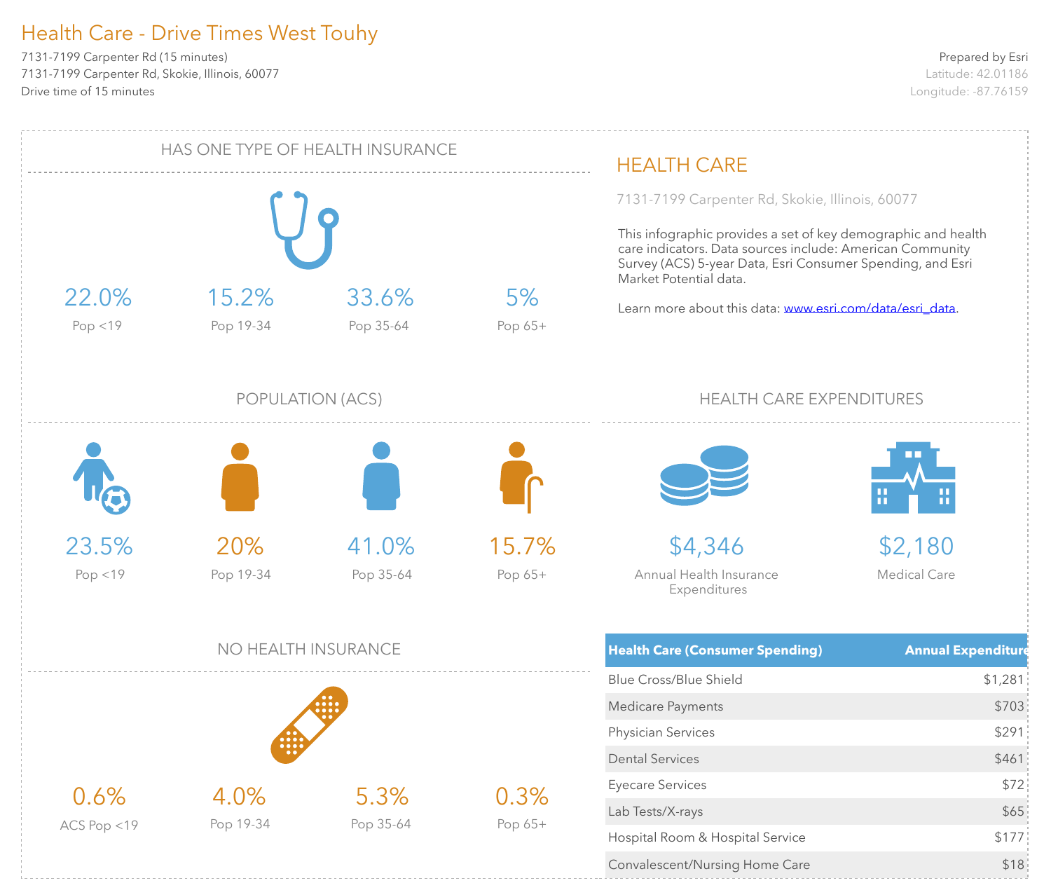# Health Care - Drive Times West Touhy

7131-7199 Carpenter Rd (15 minutes)
7131-7199 Carpenter Rd, Skokie, Illinois, 60077
Drive time of 15 minutes

Prepared by Esri
Latitude: 42.01186
Longitude: -87.76159

## HAS ONE TYPE OF HEALTH INSURANCE

| 22.0% | 15.2% | 33.6% | 5% |
|---|---|---|---|
| Pop <19 | Pop 19-34 | Pop 35-64 | Pop 65+ |

## POPULATION (ACS)

| 23.5% | 20% | 41.0% | 15.7% |
|---|---|---|---|
| Pop <19 | Pop 19-34 | Pop 35-64 | Pop 65+ |

## NO HEALTH INSURANCE

| 0.6% | 4.0% | 5.3% | 0.3% |
|---|---|---|---|
| ACS Pop <19 | Pop 19-34 | Pop 35-64 | Pop 65+ |

## HEALTH CARE

7131-7199 Carpenter Rd, Skokie, Illinois, 60077

This infographic provides a set of key demographic and health care indicators. Data sources include: American Community Survey (ACS) 5-year Data, Esri Consumer Spending, and Esri Market Potential data.

Learn more about this data: www.esri.com/data/esri_data.

## HEALTH CARE EXPENDITURES

**$4,346**
Annual Health Insurance Expenditures

**$2,180**
Medical Care

| Health Care (Consumer Spending) | Annual Expenditure |
|---|---|
| Blue Cross/Blue Shield | $1,281 |
| Medicare Payments | $703 |
| Physician Services | $291 |
| Dental Services | $461 |
| Eyecare Services | $72 |
| Lab Tests/X-rays | $65 |
| Hospital Room & Hospital Service | $177 |
| Convalescent/Nursing Home Care | $18 |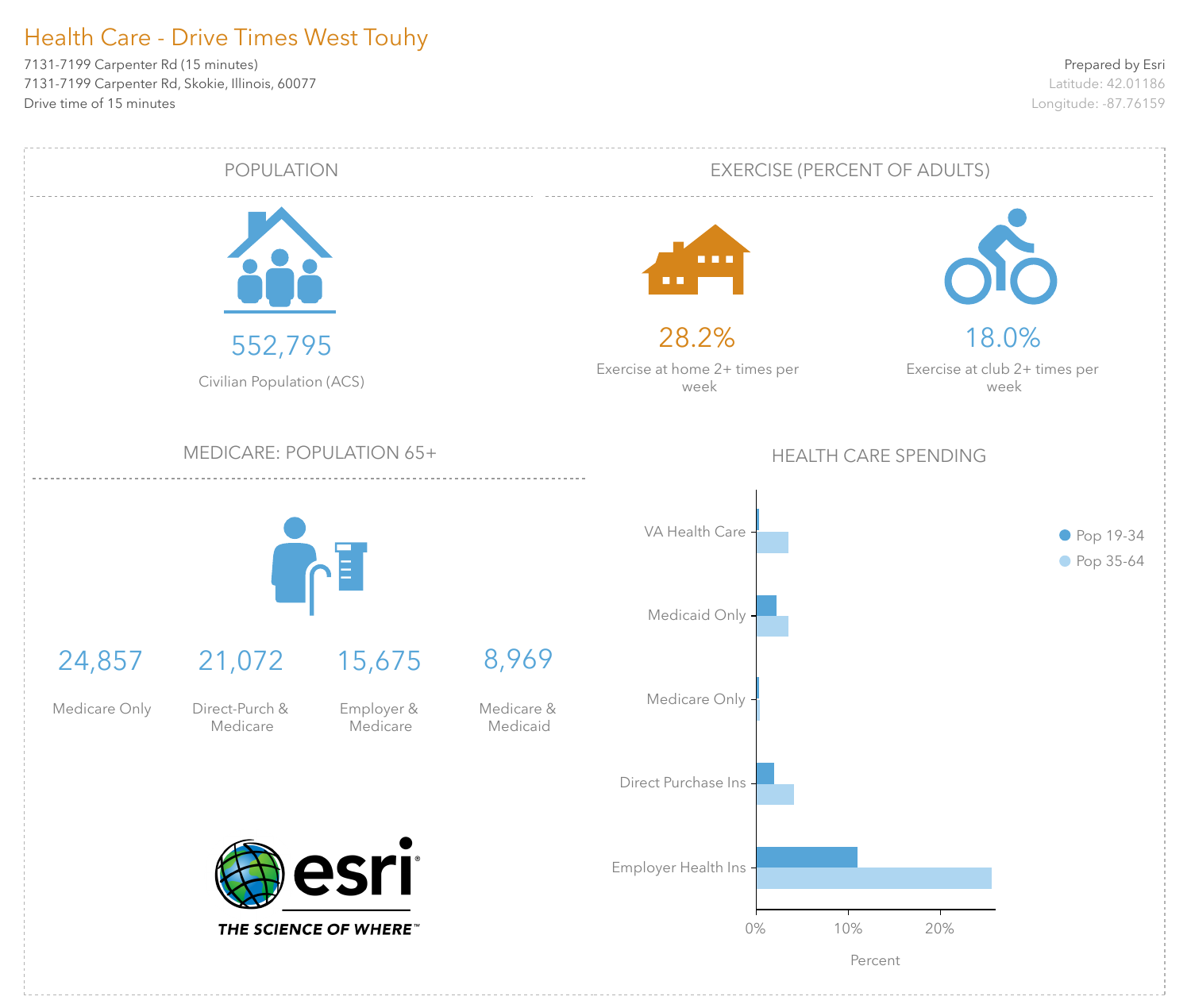# Health Care - Drive Times West Touhy

7131-7199 Carpenter Rd (15 minutes)
7131-7199 Carpenter Rd, Skokie, Illinois, 60077
Drive time of 15 minutes

Prepared by Esri
Latitude: 42.01186
Longitude: -87.76159

## POPULATION

552,795
Civilian Population (ACS)

## EXERCISE (PERCENT OF ADULTS)

28.2%
Exercise at home 2+ times per week

18.0%
Exercise at club 2+ times per week

## MEDICARE: POPULATION 65+

| 24,857 | 21,072 | 15,675 | 8,969 |
|---|---|---|---|
| Medicare Only | Direct-Purch & Medicare | Employer & Medicare | Medicare & Medicaid |

## HEALTH CARE SPENDING

Categories: VA Health Care, Medicaid Only, Medicare Only, Direct Purchase Ins, Employer Health Ins

Legend: Pop 19-34, Pop 35-64

Percent: 0%, 10%, 20%

THE SCIENCE OF WHERE™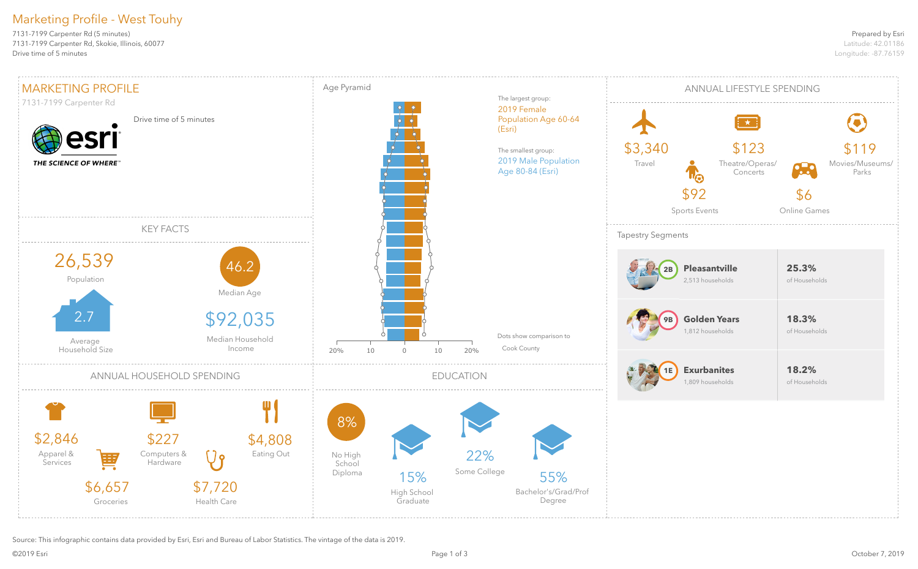# Marketing Profile - West Touhy

7131-7199 Carpenter Rd (5 minutes)
7131-7199 Carpenter Rd, Skokie, Illinois, 60077
Drive time of 5 minutes

Prepared by Esri
Latitude: 42.01186
Longitude: -87.76159

## MARKETING PROFILE

7131-7199 Carpenter Rd

Drive time of 5 minutes

esri
THE SCIENCE OF WHERE

## KEY FACTS

26,539
Population

46.2
Median Age

2.7
Average Household Size

$92,035
Median Household Income

## Age Pyramid

The largest group:
2019 Female Population Age 60-64 (Esri)

The smallest group:
2019 Male Population Age 80-84 (Esri)

Dots show comparison to Cook County

## ANNUAL LIFESTYLE SPENDING

- $3,340 — Travel
- $123 — Theatre/Operas/Concerts
- $119 — Movies/Museums/Parks
- $92 — Sports Events
- $6 — Online Games

## Tapestry Segments

| Segment | Households | % of Households |
|---|---|---|
| 2B Pleasantville | 2,513 households | 25.3% of Households |
| 9B Golden Years | 1,812 households | 18.3% of Households |
| 1E Exurbanites | 1,809 households | 18.2% of Households |

## ANNUAL HOUSEHOLD SPENDING

- $2,846 — Apparel & Services
- $227 — Computers & Hardware
- $4,808 — Eating Out
- $6,657 — Groceries
- $7,720 — Health Care

## EDUCATION

- 8% — No High School Diploma
- 15% — High School Graduate
- 22% — Some College
- 55% — Bachelor's/Grad/Prof Degree

Source: This infographic contains data provided by Esri, Esri and Bureau of Labor Statistics. The vintage of the data is 2019.

©2019 Esri

October 7, 2019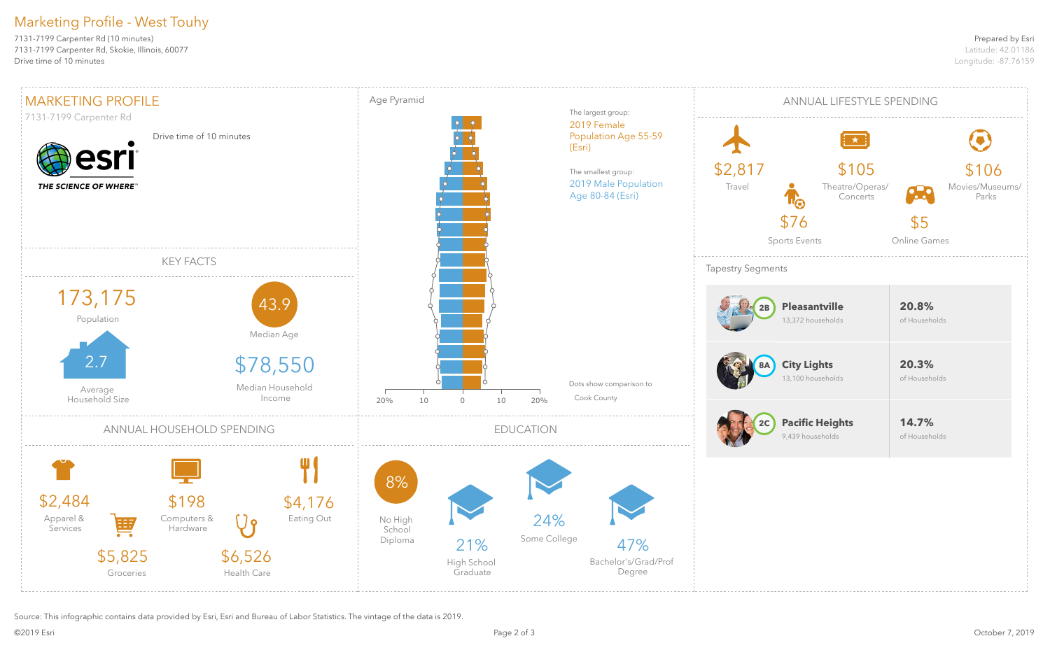# Marketing Profile - West Touhy

7131-7199 Carpenter Rd (10 minutes)
7131-7199 Carpenter Rd, Skokie, Illinois, 60077
Drive time of 10 minutes

Prepared by Esri
Latitude: 42.01186
Longitude: -87.76159

## MARKETING PROFILE

7131-7199 Carpenter Rd

Drive time of 10 minutes

esri
THE SCIENCE OF WHERE™

## KEY FACTS

173,175
Population

43.9
Median Age

2.7
Average Household Size

$78,550
Median Household Income

## Age Pyramid

The largest group: 2019 Female Population Age 55-59 (Esri)

The smallest group: 2019 Male Population Age 80-84 (Esri)

Dots show comparison to Cook County

20% 10 0 10 20%

## ANNUAL LIFESTYLE SPENDING

$2,817
Travel

$105
Theatre/Operas/Concerts

$106
Movies/Museums/Parks

$76
Sports Events

$5
Online Games

## Tapestry Segments

| Segment | Households | % of Households |
|---|---|---|
| 2B Pleasantville | 13,372 households | 20.8% of Households |
| 8A City Lights | 13,100 households | 20.3% of Households |
| 2C Pacific Heights | 9,439 households | 14.7% of Households |

## ANNUAL HOUSEHOLD SPENDING

$2,484
Apparel & Services

$198
Computers & Hardware

$4,176
Eating Out

$5,825
Groceries

$6,526
Health Care

## EDUCATION

8%
No High School Diploma

21%
High School Graduate

24%
Some College

47%
Bachelor's/Grad/Prof Degree

Source: This infographic contains data provided by Esri, Esri and Bureau of Labor Statistics. The vintage of the data is 2019.

©2019 Esri

October 7, 2019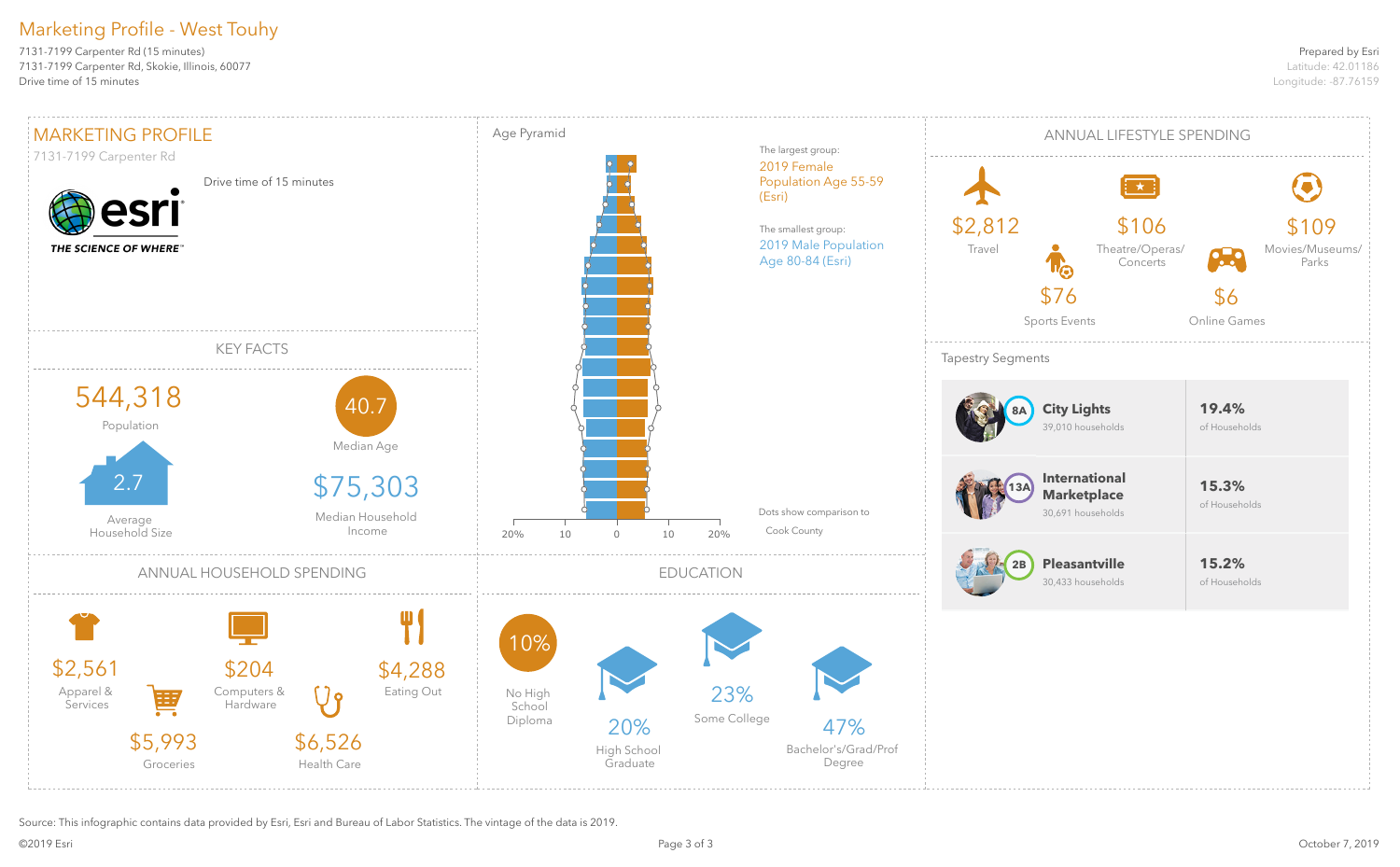# Marketing Profile - West Touhy

7131-7199 Carpenter Rd (15 minutes)
7131-7199 Carpenter Rd, Skokie, Illinois, 60077
Drive time of 15 minutes

Prepared by Esri
Latitude: 42.01186
Longitude: -87.76159

## MARKETING PROFILE

7131-7199 Carpenter Rd

Drive time of 15 minutes

esri — THE SCIENCE OF WHERE™

## KEY FACTS

- 544,318 — Population
- 40.7 — Median Age
- 2.7 — Average Household Size
- $75,303 — Median Household Income

## Age Pyramid

The largest group: 2019 Female Population Age 55-59 (Esri)

The smallest group: 2019 Male Population Age 80-84 (Esri)

Dots show comparison to Cook County

## ANNUAL LIFESTYLE SPENDING

| Category | Amount |
|---|---|
| Travel | $2,812 |
| Theatre/Operas/Concerts | $106 |
| Movies/Museums/Parks | $109 |
| Sports Events | $76 |
| Online Games | $6 |

## Tapestry Segments

| Segment | Households | % of Households |
|---|---|---|
| 8A City Lights | 39,010 households | 19.4% of Households |
| 13A International Marketplace | 30,691 households | 15.3% of Households |
| 2B Pleasantville | 30,433 households | 15.2% of Households |

## ANNUAL HOUSEHOLD SPENDING

| Category | Amount |
|---|---|
| Apparel & Services | $2,561 |
| Computers & Hardware | $204 |
| Eating Out | $4,288 |
| Groceries | $5,993 |
| Health Care | $6,526 |

## EDUCATION

| Level | Percent |
|---|---|
| No High School Diploma | 10% |
| High School Graduate | 20% |
| Some College | 23% |
| Bachelor's/Grad/Prof Degree | 47% |

Source: This infographic contains data provided by Esri, Esri and Bureau of Labor Statistics. The vintage of the data is 2019.

©2019 Esri

October 7, 2019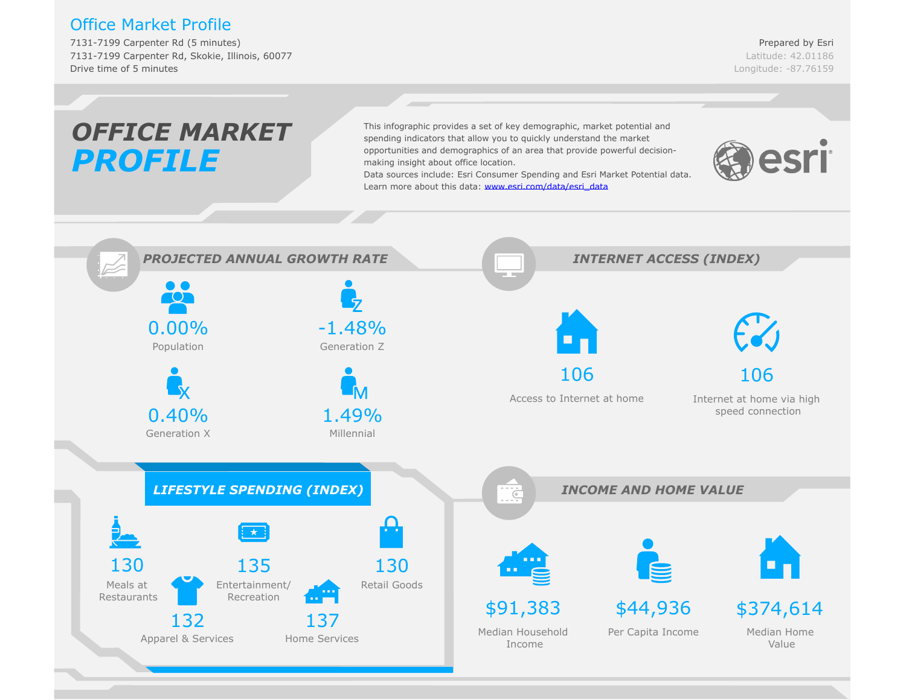# Office Market Profile

7131-7199 Carpenter Rd (5 minutes)
7131-7199 Carpenter Rd, Skokie, Illinois, 60077
Drive time of 5 minutes

Prepared by Esri
Latitude: 42.01186
Longitude: -87.76159

## OFFICE MARKET PROFILE

This infographic provides a set of key demographic, market potential and spending indicators that allow you to quickly understand the market opportunities and demographics of an area that provide powerful decision-making insight about office location.
Data sources include: Esri Consumer Spending and Esri Market Potential data.
Learn more about this data: www.esri.com/data/esri_data

esri

### PROJECTED ANNUAL GROWTH RATE

| Value | Category |
| --- | --- |
| 0.00% | Population |
| -1.48% | Generation Z |
| 0.40% | Generation X |
| 1.49% | Millennial |

### INTERNET ACCESS (INDEX)

| Value | Category |
| --- | --- |
| 106 | Access to Internet at home |
| 106 | Internet at home via high speed connection |

### LIFESTYLE SPENDING (INDEX)

| Value | Category |
| --- | --- |
| 130 | Meals at Restaurants |
| 135 | Entertainment/ Recreation |
| 130 | Retail Goods |
| 132 | Apparel & Services |
| 137 | Home Services |

### INCOME AND HOME VALUE

| Value | Category |
| --- | --- |
| $91,383 | Median Household Income |
| $44,936 | Per Capita Income |
| $374,614 | Median Home Value |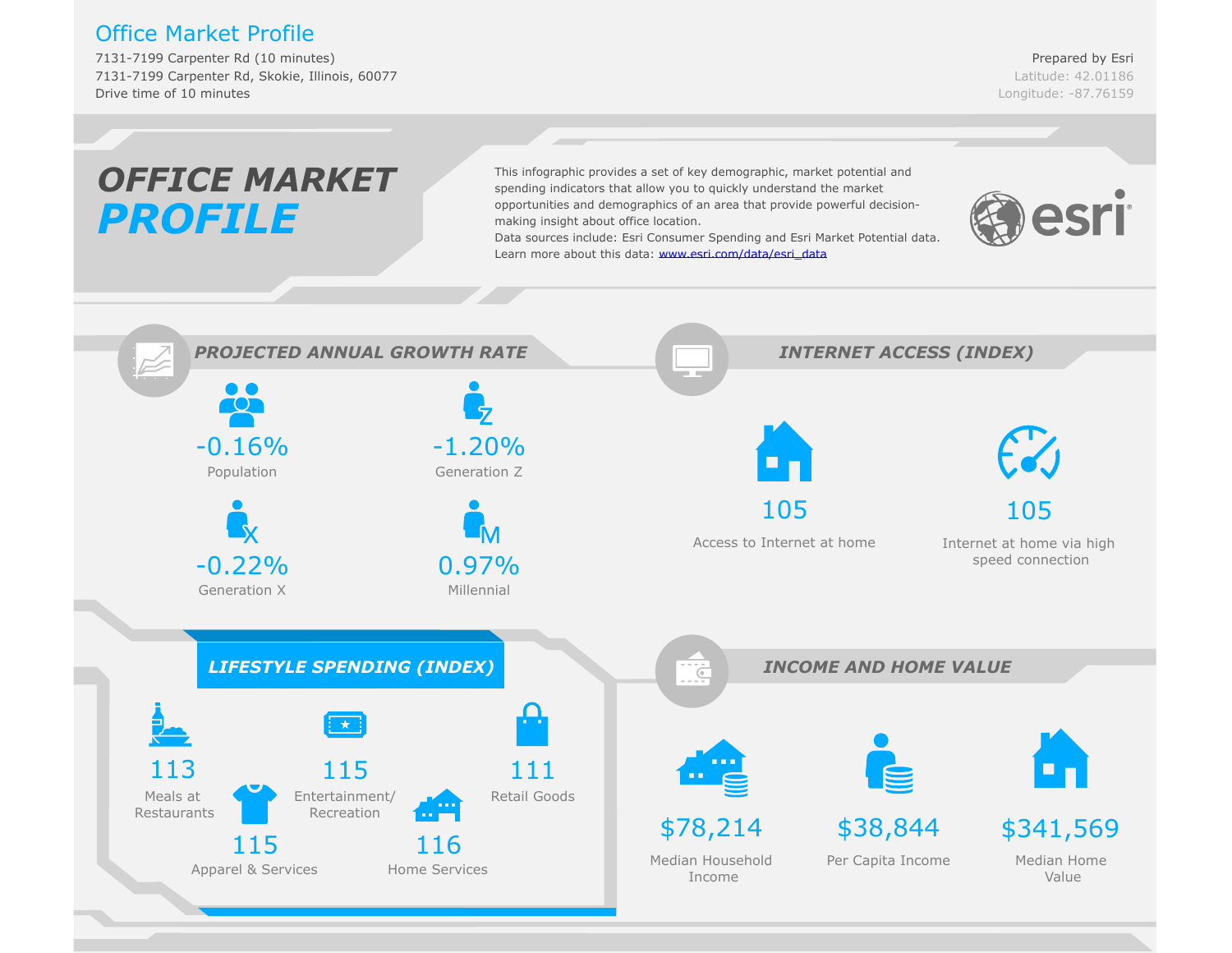# Office Market Profile

7131-7199 Carpenter Rd (10 minutes)
7131-7199 Carpenter Rd, Skokie, Illinois, 60077
Drive time of 10 minutes

Prepared by Esri
Latitude: 42.01186
Longitude: -87.76159

## OFFICE MARKET PROFILE

This infographic provides a set of key demographic, market potential and spending indicators that allow you to quickly understand the market opportunities and demographics of an area that provide powerful decision-making insight about office location.
Data sources include: Esri Consumer Spending and Esri Market Potential data.
Learn more about this data: www.esri.com/data/esri_data

### PROJECTED ANNUAL GROWTH RATE

| Population | Generation Z | Generation X | Millennial |
|---|---|---|---|
| -0.16% | -1.20% | -0.22% | 0.97% |

### INTERNET ACCESS (INDEX)

| Access to Internet at home | Internet at home via high speed connection |
|---|---|
| 105 | 105 |

### LIFESTYLE SPENDING (INDEX)

| Meals at Restaurants | Entertainment/ Recreation | Retail Goods | Apparel & Services | Home Services |
|---|---|---|---|---|
| 113 | 115 | 111 | 115 | 116 |

### INCOME AND HOME VALUE

| Median Household Income | Per Capita Income | Median Home Value |
|---|---|---|
| $78,214 | $38,844 | $341,569 |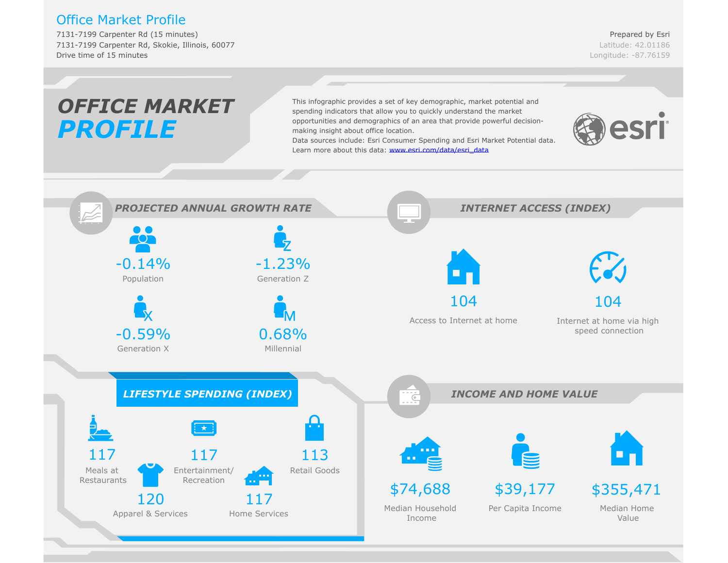# Office Market Profile

7131-7199 Carpenter Rd (15 minutes)
7131-7199 Carpenter Rd, Skokie, Illinois, 60077
Drive time of 15 minutes

Prepared by Esri
Latitude: 42.01186
Longitude: -87.76159

## OFFICE MARKET PROFILE

This infographic provides a set of key demographic, market potential and spending indicators that allow you to quickly understand the market opportunities and demographics of an area that provide powerful decision-making insight about office location.
Data sources include: Esri Consumer Spending and Esri Market Potential data.
Learn more about this data: www.esri.com/data/esri_data

esri

### PROJECTED ANNUAL GROWTH RATE

| Value | Category |
|---|---|
| -0.14% | Population |
| -1.23% | Generation Z |
| -0.59% | Generation X |
| 0.68% | Millennial |

### INTERNET ACCESS (INDEX)

| Value | Category |
|---|---|
| 104 | Access to Internet at home |
| 104 | Internet at home via high speed connection |

### LIFESTYLE SPENDING (INDEX)

| Value | Category |
|---|---|
| 117 | Meals at Restaurants |
| 117 | Entertainment/ Recreation |
| 113 | Retail Goods |
| 120 | Apparel & Services |
| 117 | Home Services |

### INCOME AND HOME VALUE

| Value | Category |
|---|---|
| $74,688 | Median Household Income |
| $39,177 | Per Capita Income |
| $355,471 | Median Home Value |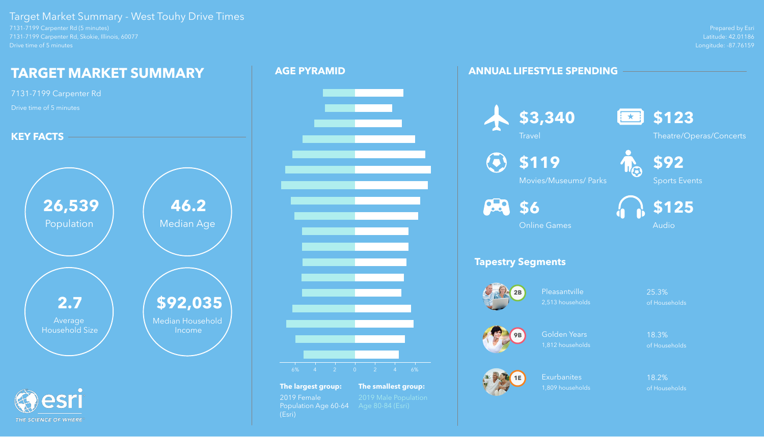# Target Market Summary - West Touhy Drive Times

7131-7199 Carpenter Rd (5 minutes)
7131-7199 Carpenter Rd, Skokie, Illinois, 60077
Drive time of 5 minutes

Prepared by Esri
Latitude: 42.01186
Longitude: -87.76159

## TARGET MARKET SUMMARY

7131-7199 Carpenter Rd

Drive time of 5 minutes

### KEY FACTS

**26,539** Population

**46.2** Median Age

**2.7** Average Household Size

**$92,035** Median Household Income

## AGE PYRAMID

**The largest group:** 2019 Female Population Age 60-64 (Esri)

**The smallest group:** 2019 Male Population Age 80-84 (Esri)

## ANNUAL LIFESTYLE SPENDING

| Amount | Category |
|---|---|
| $3,340 | Travel |
| $123 | Theatre/Operas/Concerts |
| $119 | Movies/Museums/ Parks |
| $92 | Sports Events |
| $6 | Online Games |
| $125 | Audio |

### Tapestry Segments

| Code | Segment | Households | % of Households |
|---|---|---|---|
| 2B | Pleasantville | 2,513 households | 25.3% of Households |
| 9B | Golden Years | 1,812 households | 18.3% of Households |
| 1E | Exurbanites | 1,809 households | 18.2% of Households |

esri THE SCIENCE OF WHERE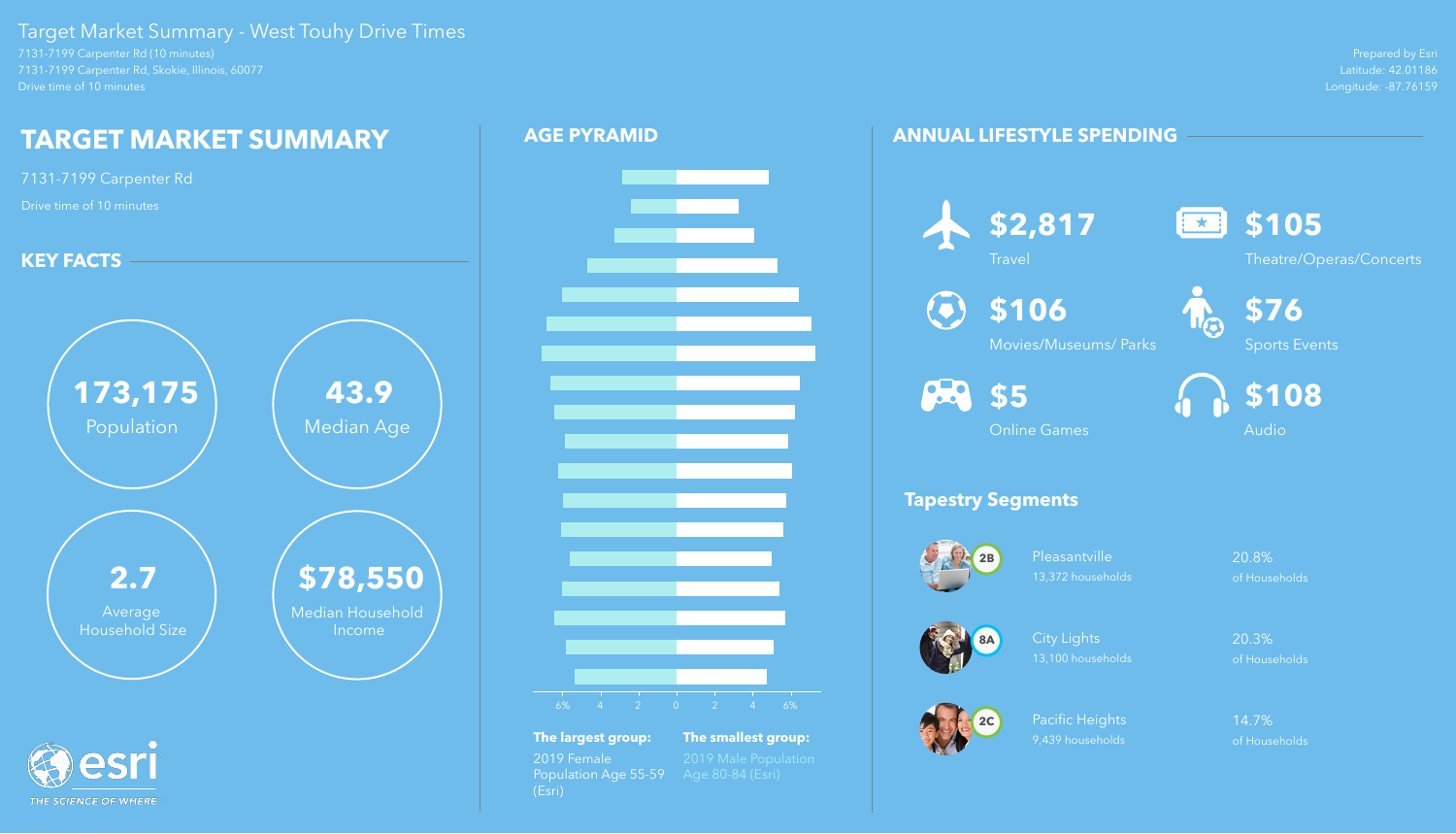# Target Market Summary - West Touhy Drive Times

7131-7199 Carpenter Rd (10 minutes)
7131-7199 Carpenter Rd, Skokie, Illinois, 60077
Drive time of 10 minutes

Prepared by Esri
Latitude: 42.01186
Longitude: -87.76159

## TARGET MARKET SUMMARY

7131-7199 Carpenter Rd

Drive time of 10 minutes

### KEY FACTS

- **173,175** Population
- **43.9** Median Age
- **2.7** Average Household Size
- **$78,550** Median Household Income

## AGE PYRAMID

**The largest group:** 2019 Female Population Age 55-59 (Esri)

**The smallest group:** 2019 Male Population Age 80-84 (Esri)

## ANNUAL LIFESTYLE SPENDING

- **$2,817** Travel
- **$105** Theatre/Operas/Concerts
- **$106** Movies/Museums/ Parks
- **$76** Sports Events
- **$5** Online Games
- **$108** Audio

### Tapestry Segments

| Segment | Name | Households | % of Households |
|---|---|---|---|
| 2B | Pleasantville | 13,372 households | 20.8% of Households |
| 8A | City Lights | 13,100 households | 20.3% of Households |
| 2C | Pacific Heights | 9,439 households | 14.7% of Households |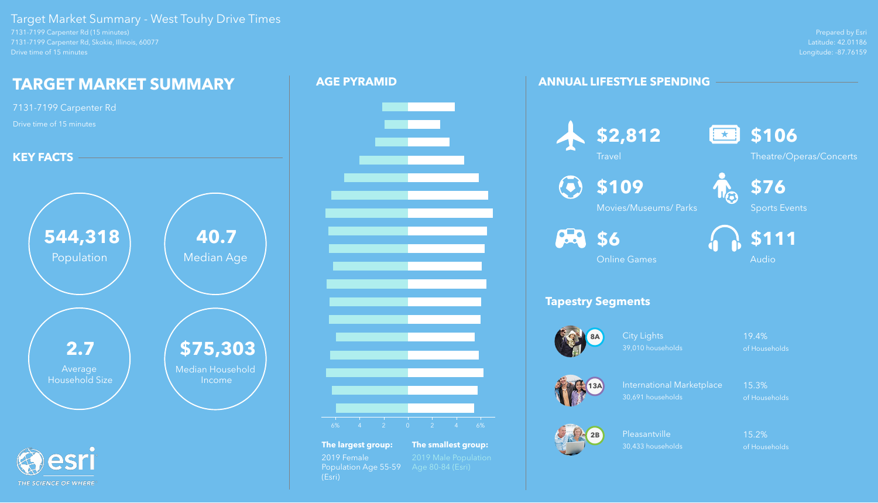Target Market Summary - West Touhy Drive Times

7131-7199 Carpenter Rd (15 minutes)
7131-7199 Carpenter Rd, Skokie, Illinois, 60077
Drive time of 15 minutes

Prepared by Esri
Latitude: 42.01186
Longitude: -87.76159

# TARGET MARKET SUMMARY

7131-7199 Carpenter Rd

Drive time of 15 minutes

## KEY FACTS

**544,318**
Population

**40.7**
Median Age

**2.7**
Average Household Size

**$75,303**
Median Household Income

## AGE PYRAMID

6% 4 2 0 2 4 6%

**The largest group:**
2019 Female Population Age 55-59 (Esri)

**The smallest group:**
2019 Male Population Age 80-84 (Esri)

## ANNUAL LIFESTYLE SPENDING

**$2,812**
Travel

**$106**
Theatre/Operas/Concerts

**$109**
Movies/Museums/ Parks

**$76**
Sports Events

**$6**
Online Games

**$111**
Audio

### Tapestry Segments

8A City Lights
39,010 households
19.4% of Households

13A International Marketplace
30,691 households
15.3% of Households

2B Pleasantville
30,433 households
15.2% of Households

esri
THE SCIENCE OF WHERE